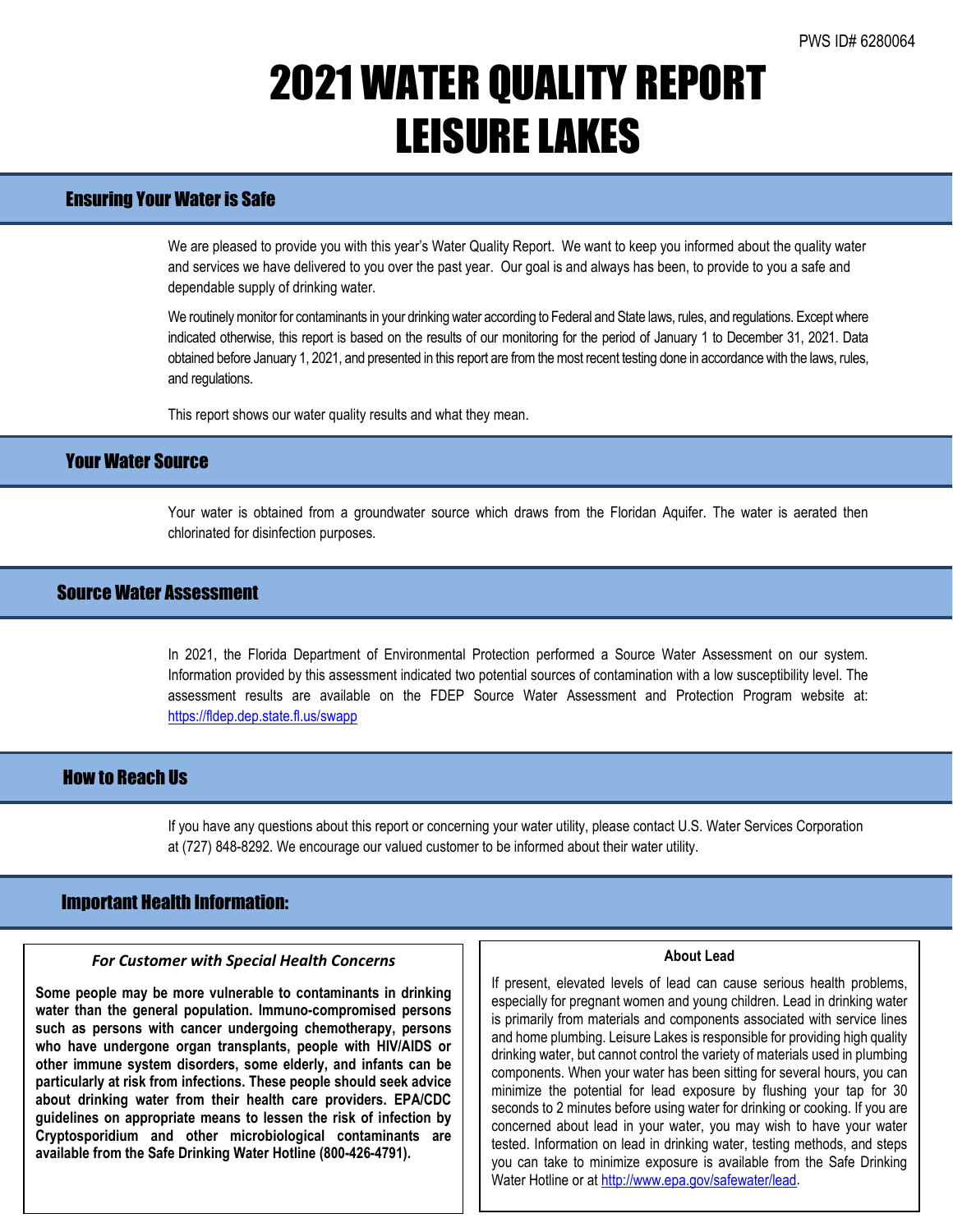PWS ID# 6280064

# 2021 WATER QUALITY REPORT LEISURE LAKES

## Ensuring Your Water is Safe

We are pleased to provide you with this year's Water Quality Report. We want to keep you informed about the quality water and services we have delivered to you over the past year. Our goal is and always has been, to provide to you a safe and dependable supply of drinking water.

We routinely monitor for contaminants in your drinking water according to Federal and State laws, rules, and regulations. Except where indicated otherwise, this report is based on the results of our monitoring for the period of January 1 to December 31, 2021. Data obtained before January 1, 2021, and presented in this report are from the most recent testing done in accordance with the laws, rules, and regulations.

This report shows our water quality results and what they mean.

## Your Water Source

Your water is obtained from a groundwater source which draws from the Floridan Aquifer. The water is aerated then chlorinated for disinfection purposes.

## Source Water Assessment

In 2021, the Florida Department of Environmental Protection performed a Source Water Assessment on our system. Information provided by this assessment indicated two potential sources of contamination with a low susceptibility level. The assessment results are available on the FDEP Source Water Assessment and Protection Program website at: https://fldep.dep.state.fl.us/swapp

## How to Reach Us

If you have any questions about this report or concerning your water utility, please contact U.S. Water Services Corporation at (727) 848-8292. We encourage our valued customer to be informed about their water utility.

## Important Health Information:

### *For Customer with Special Health Concerns*

**Some people may be more vulnerable to contaminants in drinking water than the general population. Immuno-compromised persons such as persons with cancer undergoing chemotherapy, persons who have undergone organ transplants, people with HIV/AIDS or other immune system disorders, some elderly, and infants can be particularly at risk from infections. These people should seek advice about drinking water from their health care providers. EPA/CDC guidelines on appropriate means to lessen the risk of infection by Cryptosporidium and other microbiological contaminants are available from the Safe Drinking Water Hotline (800-426-4791).**

### About Lead

If present, elevated levels of lead can cause serious health problems, especially for pregnant women and young children. Lead in drinking water is primarily from materials and components associated with service lines and home plumbing. Leisure Lakes is responsible for providing high quality drinking water, but cannot control the variety of materials used in plumbing components. When your water has been sitting for several hours, you can minimize the potential for lead exposure by flushing your tap for 30 seconds to 2 minutes before using water for drinking or cooking. If you are concerned about lead in your water, you may wish to have your water tested. Information on lead in drinking water, testing methods, and steps you can take to minimize exposure is available from the Safe Drinking Water Hotline or at http://www.epa.gov/safewater/lead.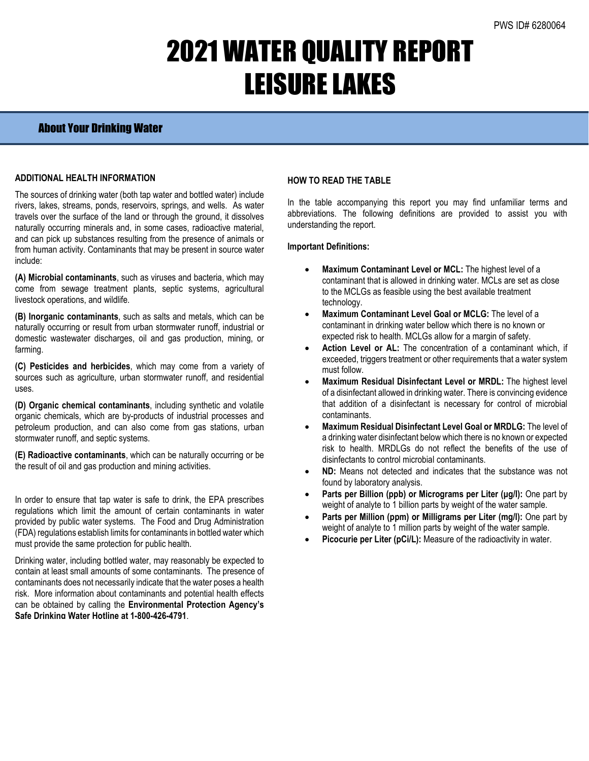PWS ID# 6280064

# 2021 WATER QUALITY REPORT LEISURE LAKES

## About Your Drinking Water

**ADDITIONAL HEALTH INFORMATION**

The sources of drinking water (both tap water and bottled water) include rivers, lakes, streams, ponds, reservoirs, springs, and wells. As water travels over the surface of the land or through the ground, it dissolves naturally occurring minerals and, in some cases, radioactive material, and can pick up substances resulting from the presence of animals or from human activity. Contaminants that may be present in source water include:

**(A) Microbial contaminants**, such as viruses and bacteria, which may come from sewage treatment plants, septic systems, agricultural livestock operations, and wildlife.

**(B) Inorganic contaminants**, such as salts and metals, which can be naturally occurring or result from urban stormwater runoff, industrial or domestic wastewater discharges, oil and gas production, mining, or farming.

**(C) Pesticides and herbicides**, which may come from a variety of sources such as agriculture, urban stormwater runoff, and residential uses.

**(D) Organic chemical contaminants**, including synthetic and volatile organic chemicals, which are by-products of industrial processes and petroleum production, and can also come from gas stations, urban stormwater runoff, and septic systems.

**(E) Radioactive contaminants**, which can be naturally occurring or be the result of oil and gas production and mining activities.

In order to ensure that tap water is safe to drink, the EPA prescribes regulations which limit the amount of certain contaminants in water provided by public water systems. The Food and Drug Administration (FDA) regulations establish limits for contaminants in bottled water which must provide the same protection for public health.

Drinking water, including bottled water, may reasonably be expected to contain at least small amounts of some contaminants. The presence of contaminants does not necessarily indicate that the water poses a health risk. More information about contaminants and potential health effects can be obtained by calling the **Environmental Protection Agency's Safe Drinking Water Hotline at 1-800-426-4791**.

**HOW TO READ THE TABLE**

In the table accompanying this report you may find unfamiliar terms and abbreviations. The following definitions are provided to assist you with understanding the report.

**Important Definitions:**

- **Maximum Contaminant Level or MCL:** The highest level of a contaminant that is allowed in drinking water. MCLs are set as close to the MCLGs as feasible using the best available treatment technology.
- **Maximum Contaminant Level Goal or MCLG:** The level of a contaminant in drinking water bellow which there is no known or expected risk to health. MCLGs allow for a margin of safety.
- **Action Level or AL:** The concentration of a contaminant which, if exceeded, triggers treatment or other requirements that a water system must follow.
- **Maximum Residual Disinfectant Level or MRDL:** The highest level of a disinfectant allowed in drinking water. There is convincing evidence that addition of a disinfectant is necessary for control of microbial contaminants.
- **Maximum Residual Disinfectant Level Goal or MRDLG:** The level of a drinking water disinfectant below which there is no known or expected risk to health. MRDLGs do not reflect the benefits of the use of disinfectants to control microbial contaminants.
- **ND:** Means not detected and indicates that the substance was not found by laboratory analysis.
- **Parts per Billion (ppb) or Micrograms per Liter (μg/l):** One part by weight of analyte to 1 billion parts by weight of the water sample.
- **Parts per Million (ppm) or Milligrams per Liter (mg/l):** One part by weight of analyte to 1 million parts by weight of the water sample.
- **Picocurie per Liter (pCi/L):** Measure of the radioactivity in water.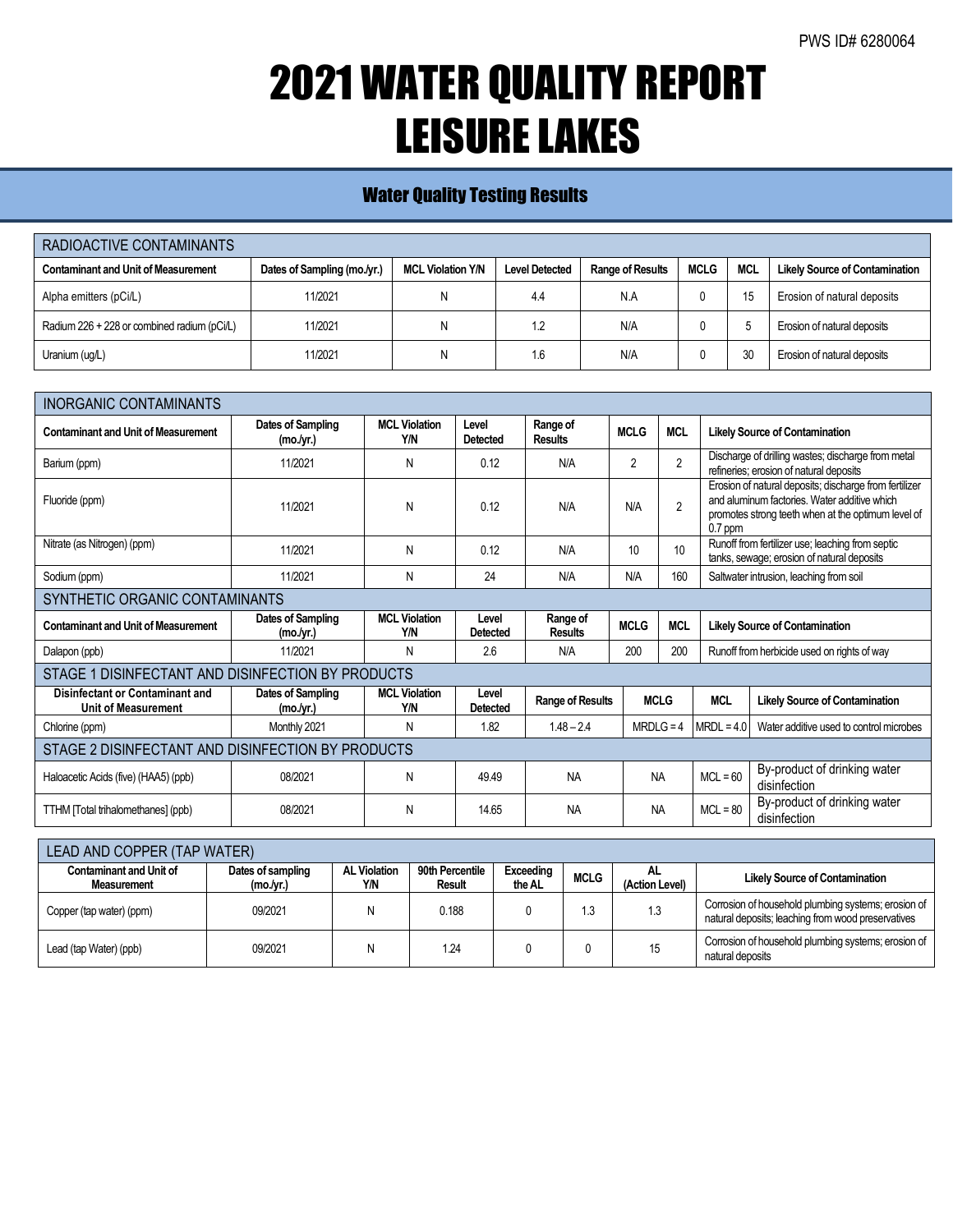PWS ID# 6280064

# 2021 WATER QUALITY REPORT LEISURE LAKES

## Water Quality Testing Results

| RADIOACTIVE CONTAMINANTS | | | | | | | |
|---|---|---|---|---|---|---|---|
| **Contaminant and Unit of Measurement** | **Dates of Sampling (mo./yr.)** | **MCL Violation Y/N** | **Level Detected** | **Range of Results** | **MCLG** | **MCL** | **Likely Source of Contamination** |
| Alpha emitters (pCi/L) | 11/2021 | N | 4.4 | N.A | 0 | 15 | Erosion of natural deposits |
| Radium 226 + 228 or combined radium (pCi/L) | 11/2021 | N | 1.2 | N/A | 0 | 5 | Erosion of natural deposits |
| Uranium (ug/L) | 11/2021 | N | 1.6 | N/A | 0 | 30 | Erosion of natural deposits |

| INORGANIC CONTAMINANTS | | | | | | | |
|---|---|---|---|---|---|---|---|
| **Contaminant and Unit of Measurement** | **Dates of Sampling (mo./yr.)** | **MCL Violation Y/N** | **Level Detected** | **Range of Results** | **MCLG** | **MCL** | **Likely Source of Contamination** |
| Barium (ppm) | 11/2021 | N | 0.12 | N/A | 2 | 2 | Discharge of drilling wastes; discharge from metal refineries; erosion of natural deposits |
| Fluoride (ppm) | 11/2021 | N | 0.12 | N/A | N/A | 2 | Erosion of natural deposits; discharge from fertilizer and aluminum factories. Water additive which promotes strong teeth when at the optimum level of 0.7 ppm |
| Nitrate (as Nitrogen) (ppm) | 11/2021 | N | 0.12 | N/A | 10 | 10 | Runoff from fertilizer use; leaching from septic tanks, sewage; erosion of natural deposits |
| Sodium (ppm) | 11/2021 | N | 24 | N/A | N/A | 160 | Saltwater intrusion, leaching from soil |
| **SYNTHETIC ORGANIC CONTAMINANTS** | | | | | | | |
| **Contaminant and Unit of Measurement** | **Dates of Sampling (mo./yr.)** | **MCL Violation Y/N** | **Level Detected** | **Range of Results** | **MCLG** | **MCL** | **Likely Source of Contamination** |
| Dalapon (ppb) | 11/2021 | N | 2.6 | N/A | 200 | 200 | Runoff from herbicide used on rights of way |
| **STAGE 1 DISINFECTANT AND DISINFECTION BY PRODUCTS** | | | | | | | |
| **Disinfectant or Contaminant and Unit of Measurement** | **Dates of Sampling (mo./yr.)** | **MCL Violation Y/N** | **Level Detected** | **Range of Results** | **MCLG** | **MCL** | **Likely Source of Contamination** |
| Chlorine (ppm) | Monthly 2021 | N | 1.82 | 1.48 – 2.4 | MRDLG = 4 | MRDL = 4.0 | Water additive used to control microbes |
| **STAGE 2 DISINFECTANT AND DISINFECTION BY PRODUCTS** | | | | | | | |
| Haloacetic Acids (five) (HAA5) (ppb) | 08/2021 | N | 49.49 | NA | NA | MCL = 60 | By-product of drinking water disinfection |
| TTHM [Total trihalomethanes] (ppb) | 08/2021 | N | 14.65 | NA | NA | MCL = 80 | By-product of drinking water disinfection |

| LEAD AND COPPER (TAP WATER) | | | | | | | |
|---|---|---|---|---|---|---|---|
| **Contaminant and Unit of Measurement** | **Dates of sampling (mo./yr.)** | **AL Violation Y/N** | **90th Percentile Result** | **Exceeding the AL** | **MCLG** | **AL (Action Level)** | **Likely Source of Contamination** |
| Copper (tap water) (ppm) | 09/2021 | N | 0.188 | 0 | 1.3 | 1.3 | Corrosion of household plumbing systems; erosion of natural deposits; leaching from wood preservatives |
| Lead (tap Water) (ppb) | 09/2021 | N | 1.24 | 0 | 0 | 15 | Corrosion of household plumbing systems; erosion of natural deposits |